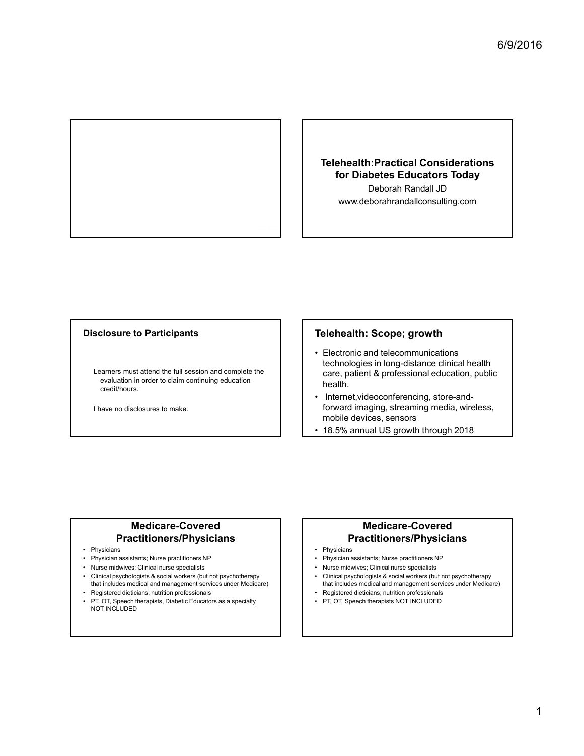## Telehealth:Practical Considerations for Diabetes Educators Today

Deborah Randall JD

www.deborahrandallconsulting.com

## Disclosure to Participants

Learners must attend the full session and complete the evaluation in order to claim continuing education credit/hours.

I have no disclosures to make.

## Telehealth: Scope; growth

- Electronic and telecommunications technologies in long-distance clinical health care, patient & professional education, public health.
- Internet,videoconferencing, store-and-forward imaging, streaming media, wireless, mobile devices, sensors
- 18.5% annual US growth through 2018

## Medicare-Covered Practitioners/Physicians

- Physicians
- Physician assistants; Nurse practitioners NP
- Nurse midwives; Clinical nurse specialists
- Clinical psychologists & social workers (but not psychotherapy that includes medical and management services under Medicare)
- Registered dieticians; nutrition professionals
- PT, OT, Speech therapists, Diabetic Educators <u>as a specialty</u> NOT INCLUDED

## Medicare-Covered Practitioners/Physicians

- Physicians
- Physician assistants; Nurse practitioners NP
- Nurse midwives; Clinical nurse specialists
- Clinical psychologists & social workers (but not psychotherapy that includes medical and management services under Medicare)
- Registered dieticians; nutrition professionals
- PT, OT, Speech therapists NOT INCLUDED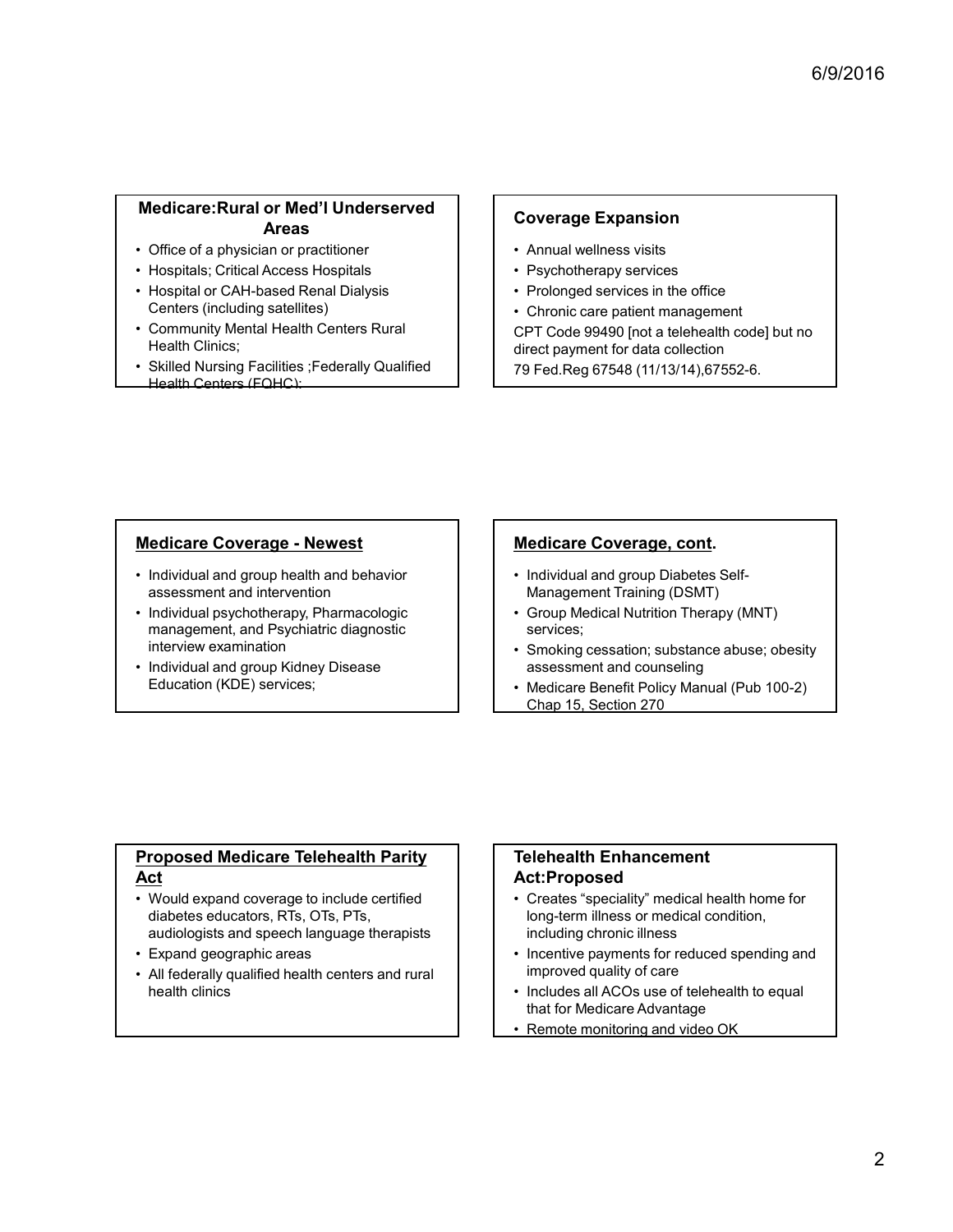## Medicare:Rural or Med'l Underserved Areas

- Office of a physician or practitioner
- Hospitals; Critical Access Hospitals
- Hospital or CAH-based Renal Dialysis Centers (including satellites)
- Community Mental Health Centers Rural Health Clinics;
- Skilled Nursing Facilities ;Federally Qualified Health Centers (FQHC);

## Coverage Expansion

- Annual wellness visits
- Psychotherapy services
- Prolonged services in the office
- Chronic care patient management

CPT Code 99490 [not a telehealth code] but no direct payment for data collection

79 Fed.Reg 67548 (11/13/14),67552-6.

## Medicare Coverage - Newest

- Individual and group health and behavior assessment and intervention
- Individual psychotherapy, Pharmacologic management, and Psychiatric diagnostic interview examination
- Individual and group Kidney Disease Education (KDE) services;

## Medicare Coverage, cont.

- Individual and group Diabetes Self-Management Training (DSMT)
- Group Medical Nutrition Therapy (MNT) services;
- Smoking cessation; substance abuse; obesity assessment and counseling
- Medicare Benefit Policy Manual (Pub 100-2) Chap 15, Section 270

## Proposed Medicare Telehealth Parity Act

- Would expand coverage to include certified diabetes educators, RTs, OTs, PTs, audiologists and speech language therapists
- Expand geographic areas
- All federally qualified health centers and rural health clinics

## Telehealth Enhancement Act:Proposed

- Creates "speciality" medical health home for long-term illness or medical condition, including chronic illness
- Incentive payments for reduced spending and improved quality of care
- Includes all ACOs use of telehealth to equal that for Medicare Advantage
- Remote monitoring and video OK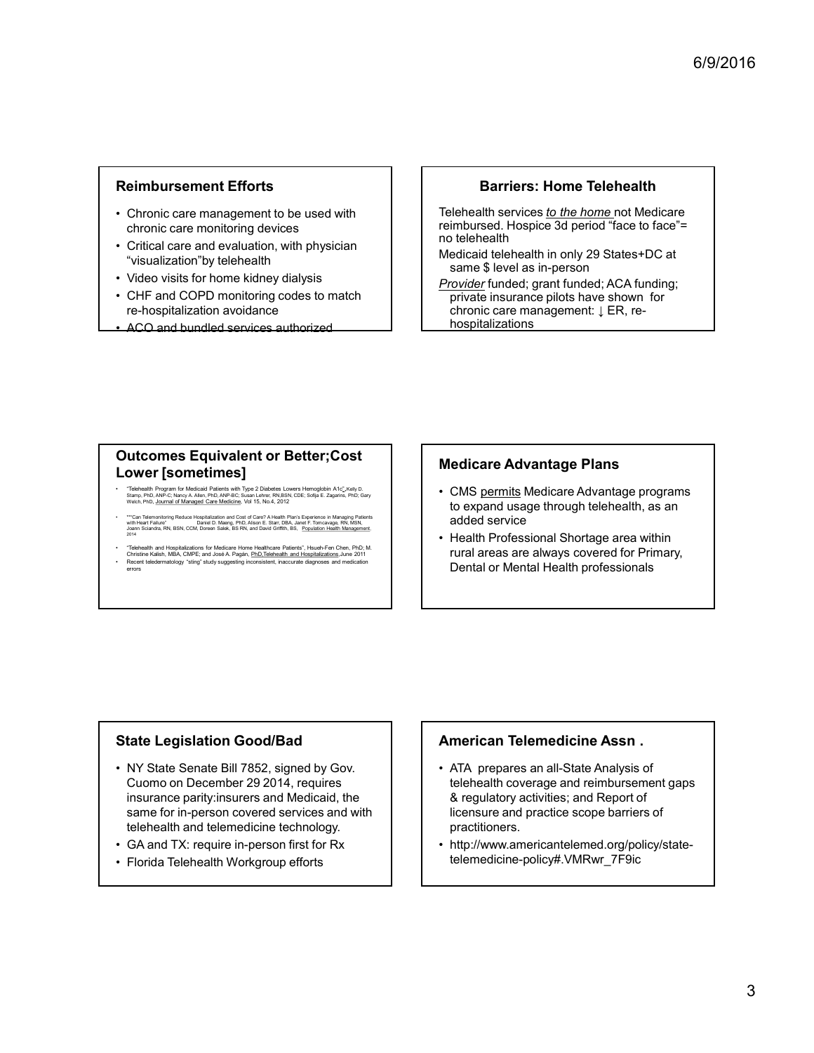## Reimbursement Efforts

- Chronic care management to be used with chronic care monitoring devices
- Critical care and evaluation, with physician "visualization"by telehealth
- Video visits for home kidney dialysis
- CHF and COPD monitoring codes to match re-hospitalization avoidance
- ACO and bundled services authorized

## Barriers: Home Telehealth

Telehealth services *to the home* not Medicare reimbursed. Hospice 3d period "face to face"= no telehealth

Medicaid telehealth in only 29 States+DC at same $ level as in-person

*Provider* funded; grant funded; ACA funding; private insurance pilots have shown for chronic care management: ↓ ER, re-hospitalizations

## Outcomes Equivalent or Better;Cost Lower [sometimes]

- "Telehealth Program for Medicaid Patients with Type 2 Diabetes Lowers Hemoglobin A1c",Kelly D. Stamp, PhD, ANP-C; Nancy A. Allen, PhD, ANP-BC; Susan Lehrer, RN,BSN, CDE; Sofija E. Zagarins, PhD; Gary Welch, PhD, Journal of Managed Care Medicine, Vol 15, No.4, 2012
- ""Can Telemonitoring Reduce Hospitalization and Cost of Care? A Health Plan's Experience in Managing Patients with Heart Failure" Daniel D. Maeng, PhD, Alison E. Starr, DBA, Janet F. Tomcavage, RN, MSN, Joann Sciandra, RN, BSN, CCM, Doreen Salek, BS RN, and David Griffith, BS, Population Health Management, 2014
- "Telehealth and Hospitalizations for Medicare Home Healthcare Patients", Hsueh-Fen Chen, PhD; M. Christine Kalish, MBA, CMPE; and José A. Pagán, PhD,Telehealth and Hospitalizations,June 2011
- Recent teledermatology "sting" study suggesting inconsistent, inaccurate diagnoses and medication errors

## Medicare Advantage Plans

- CMS permits Medicare Advantage programs to expand usage through telehealth, as an added service
- Health Professional Shortage area within rural areas are always covered for Primary, Dental or Mental Health professionals

## State Legislation Good/Bad

- NY State Senate Bill 7852, signed by Gov. Cuomo on December 29 2014, requires insurance parity:insurers and Medicaid, the same for in-person covered services and with telehealth and telemedicine technology.
- GA and TX: require in-person first for Rx
- Florida Telehealth Workgroup efforts

## American Telemedicine Assn .

- ATA prepares an all-State Analysis of telehealth coverage and reimbursement gaps & regulatory activities; and Report of licensure and practice scope barriers of practitioners.
- http://www.americantelemed.org/policy/state-telemedicine-policy#.VMRwr_7F9ic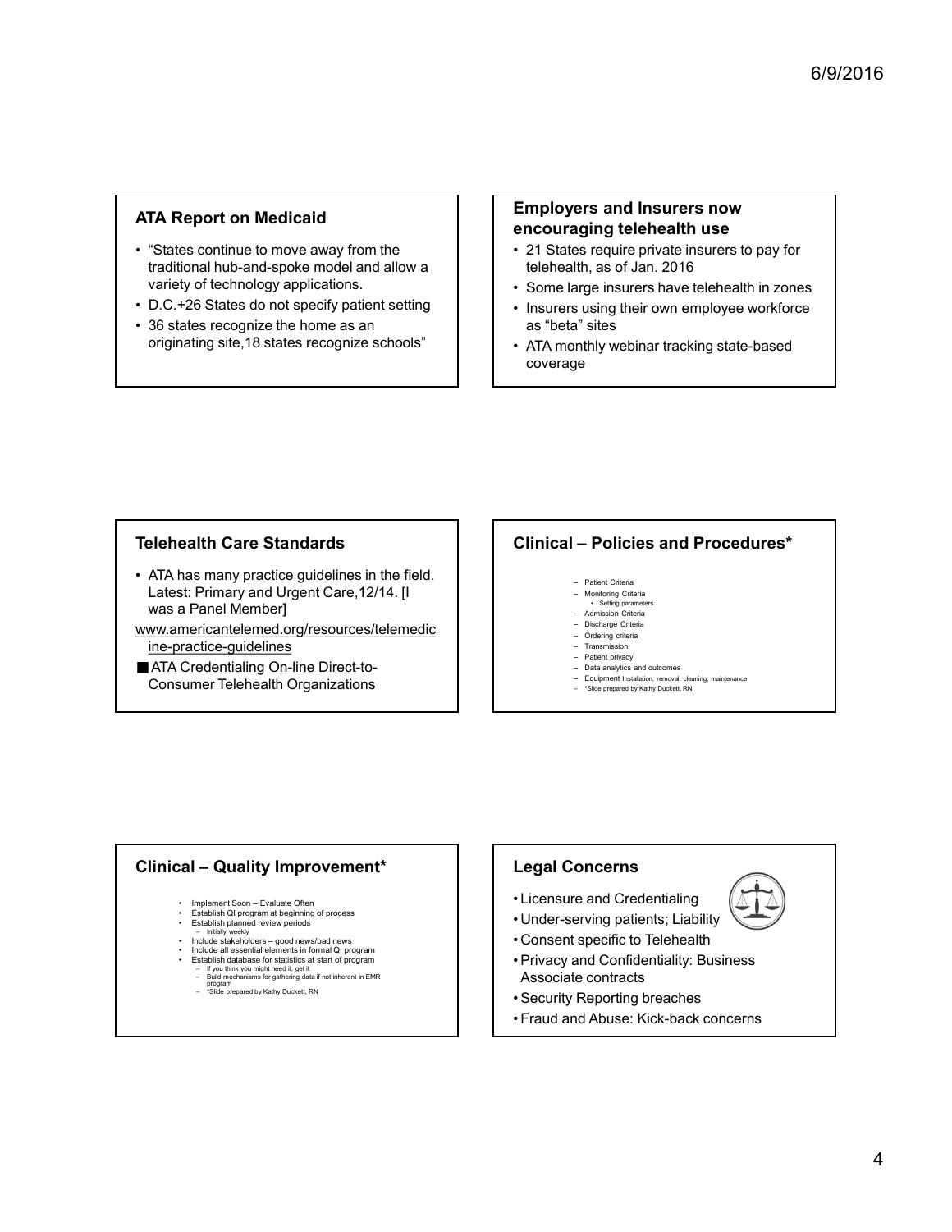## ATA Report on Medicaid

- "States continue to move away from the traditional hub-and-spoke model and allow a variety of technology applications.
- D.C.+26 States do not specify patient setting
- 36 states recognize the home as an originating site,18 states recognize schools"

## Employers and Insurers now encouraging telehealth use

- 21 States require private insurers to pay for telehealth, as of Jan. 2016
- Some large insurers have telehealth in zones
- Insurers using their own employee workforce as "beta" sites
- ATA monthly webinar tracking state-based coverage

## Telehealth Care Standards

- ATA has many practice guidelines in the field. Latest: Primary and Urgent Care,12/14. [I was a Panel Member]

www.americantelemed.org/resources/telemedicine-practice-guidelines

- ATA Credentialing On-line Direct-to-Consumer Telehealth Organizations

## Clinical – Policies and Procedures*

- Patient Criteria
- Monitoring Criteria
  - Setting parameters
- Admission Criteria
- Discharge Criteria
- Ordering criteria
- Transmission
- Patient privacy
- Data analytics and outcomes
- Equipment Installation, removal, cleaning, maintenance
- *Slide prepared by Kathy Duckett, RN

## Clinical – Quality Improvement*

- Implement Soon – Evaluate Often
- Establish QI program at beginning of process
- Establish planned review periods
  - Initially weekly
- Include stakeholders – good news/bad news
- Include all essential elements in formal QI program
- Establish database for statistics at start of program
  - If you think you might need it, get it
  - Build mechanisms for gathering data if not inherent in EMR program
  - *Slide prepared by Kathy Duckett, RN

## Legal Concerns

- Licensure and Credentialing
- Under-serving patients; Liability
- Consent specific to Telehealth
- Privacy and Confidentiality: Business Associate contracts
- Security Reporting breaches
- Fraud and Abuse: Kick-back concerns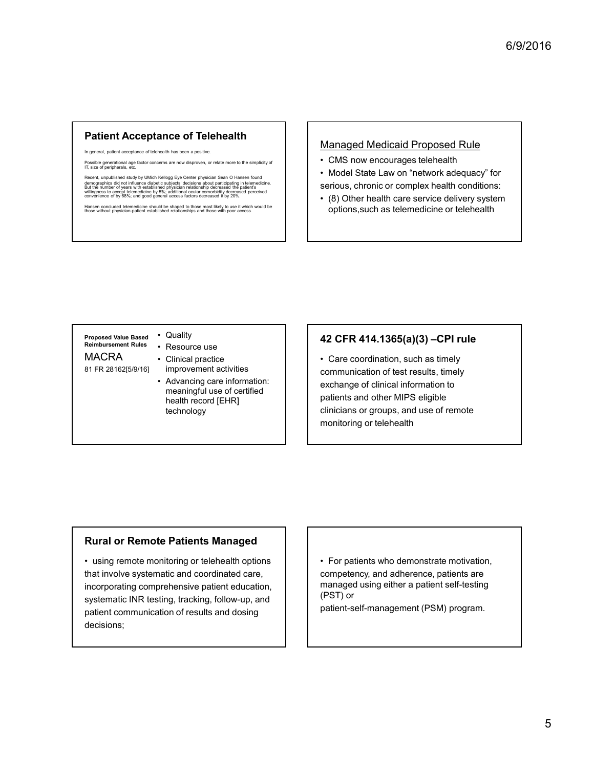## Patient Acceptance of Telehealth

In general, patient acceptance of telehealth has been a positive.

Possible generational age factor concerns are now disproven, or relate more to the simplicity of IT, size of peripherals, etc.

Recent, unpublished study by UMich Kellogg Eye Center physician Sean O Hansen found demographics did not influence diabetic subjects' decisions about participating in telemedicine. But the number of years with established physician relationship decreased the patient's willingness to accept telemedicine by 5%; additional ocular comorbidity decreased perceived convenience of by 68%; and good general access factors decreased it by 20%.

Hansen concluded telemedicine should be shaped to those most likely to use it which would be those without physician-patient established relationships and those with poor access.

## Managed Medicaid Proposed Rule

- CMS now encourages telehealth
- Model State Law on "network adequacy" for serious, chronic or complex health conditions:
- (8) Other health care service delivery system options,such as telemedicine or telehealth

**Proposed Value Based Reimbursement Rules**

MACRA

81 FR 28162[5/9/16]

- Quality
- Resource use
- Clinical practice improvement activities
- Advancing care information: meaningful use of certified health record [EHR] technology

## 42 CFR 414.1365(a)(3) –CPI rule

- Care coordination, such as timely communication of test results, timely exchange of clinical information to patients and other MIPS eligible clinicians or groups, and use of remote monitoring or telehealth

## Rural or Remote Patients Managed

- using remote monitoring or telehealth options that involve systematic and coordinated care, incorporating comprehensive patient education, systematic INR testing, tracking, follow-up, and patient communication of results and dosing decisions;

- For patients who demonstrate motivation, competency, and adherence, patients are managed using either a patient self-testing (PST) or patient-self-management (PSM) program.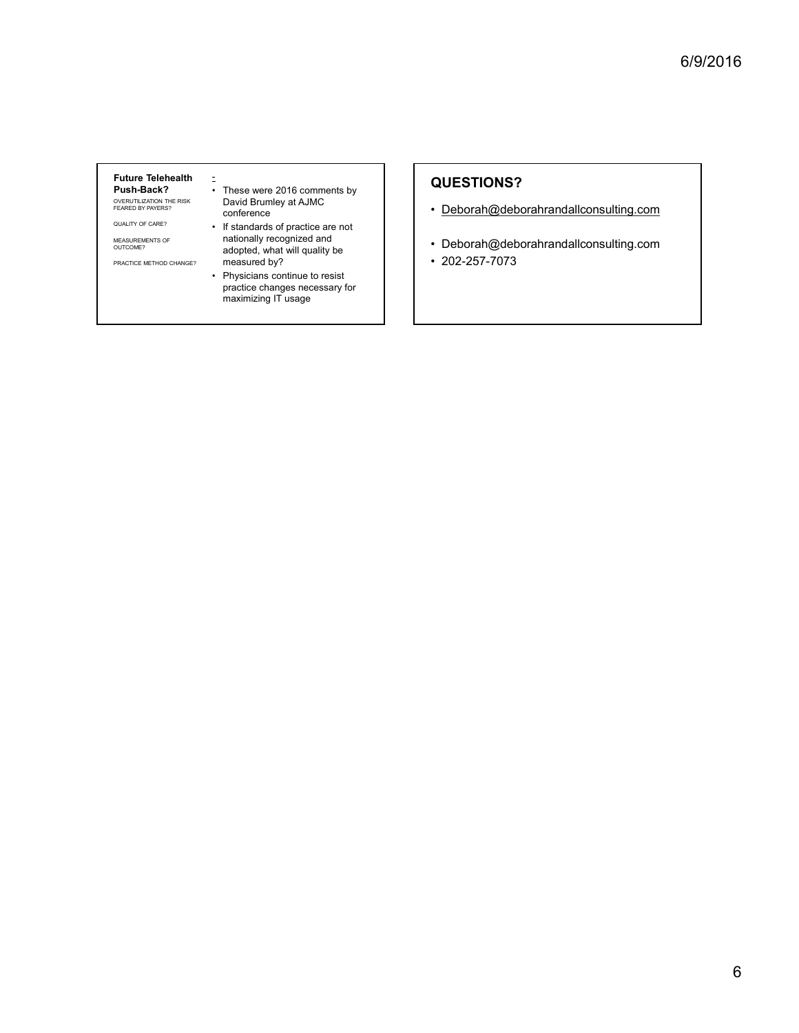### Future Telehealth Push-Back?

OVERUTILIZATION THE RISK FEARED BY PAYERS?

QUALITY OF CARE?

MEASUREMENTS OF OUTCOME?

PRACTICE METHOD CHANGE?

-
- These were 2016 comments by David Brumley at AJMC conference
- If standards of practice are not nationally recognized and adopted, what will quality be measured by?
- Physicians continue to resist practice changes necessary for maximizing IT usage

### QUESTIONS?

- Deborah@deborahrandallconsulting.com
- Deborah@deborahrandallconsulting.com
- 202-257-7073